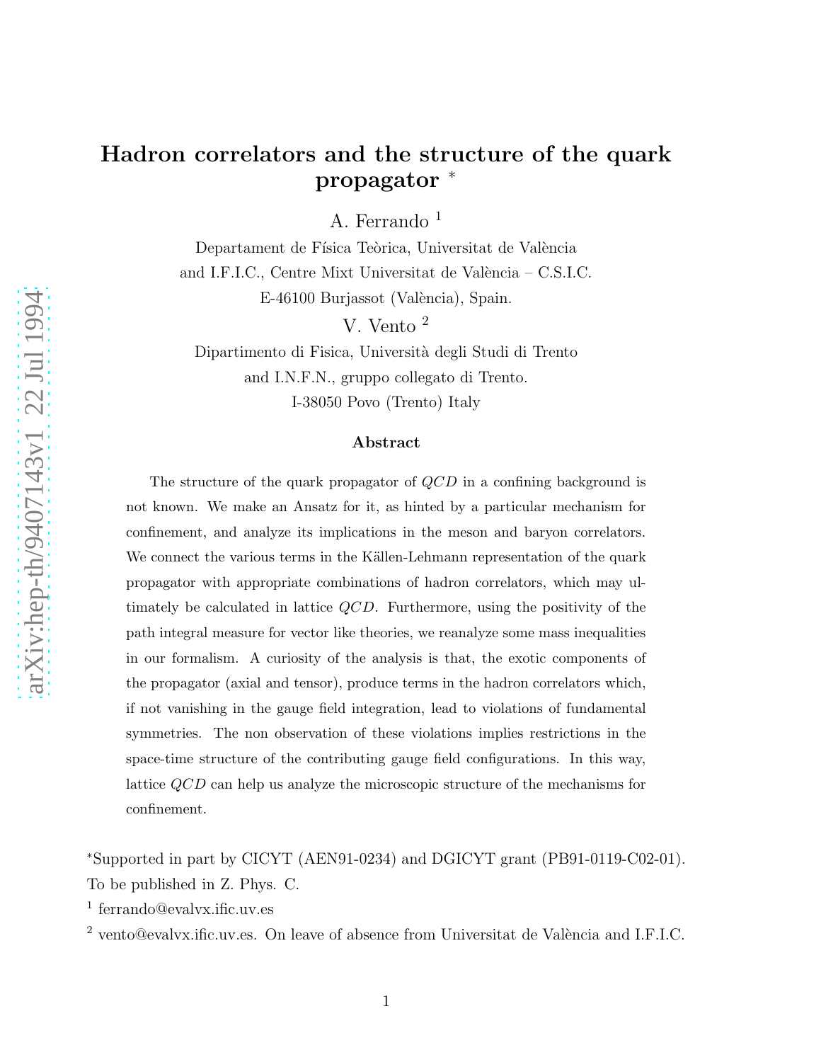# Hadron correlators and the structure of the quark propagator *

A. Ferrando [1]

Departament de Física Teòrica, Universitat de València
and I.F.I.C., Centre Mixt Universitat de València – C.S.I.C.
E-46100 Burjassot (València), Spain.

V. Vento [2]

Dipartimento di Fisica, Università degli Studi di Trento
and I.N.F.N., gruppo collegato di Trento.
I-38050 Povo (Trento) Italy

## Abstract

The structure of the quark propagator of $QCD$ in a confining background is not known. We make an Ansatz for it, as hinted by a particular mechanism for confinement, and analyze its implications in the meson and baryon correlators. We connect the various terms in the Källen-Lehmann representation of the quark propagator with appropriate combinations of hadron correlators, which may ultimately be calculated in lattice $QCD$. Furthermore, using the positivity of the path integral measure for vector like theories, we reanalyze some mass inequalities in our formalism. A curiosity of the analysis is that, the exotic components of the propagator (axial and tensor), produce terms in the hadron correlators which, if not vanishing in the gauge field integration, lead to violations of fundamental symmetries. The non observation of these violations implies restrictions in the space-time structure of the contributing gauge field configurations. In this way, lattice $QCD$ can help us analyze the microscopic structure of the mechanisms for confinement.

*Supported in part by CICYT (AEN91-0234) and DGICYT grant (PB91-0119-C02-01). To be published in Z. Phys. C.

[1] ferrando@evalvx.ific.uv.es

[2] vento@evalvx.ific.uv.es. On leave of absence from Universitat de València and I.F.I.C.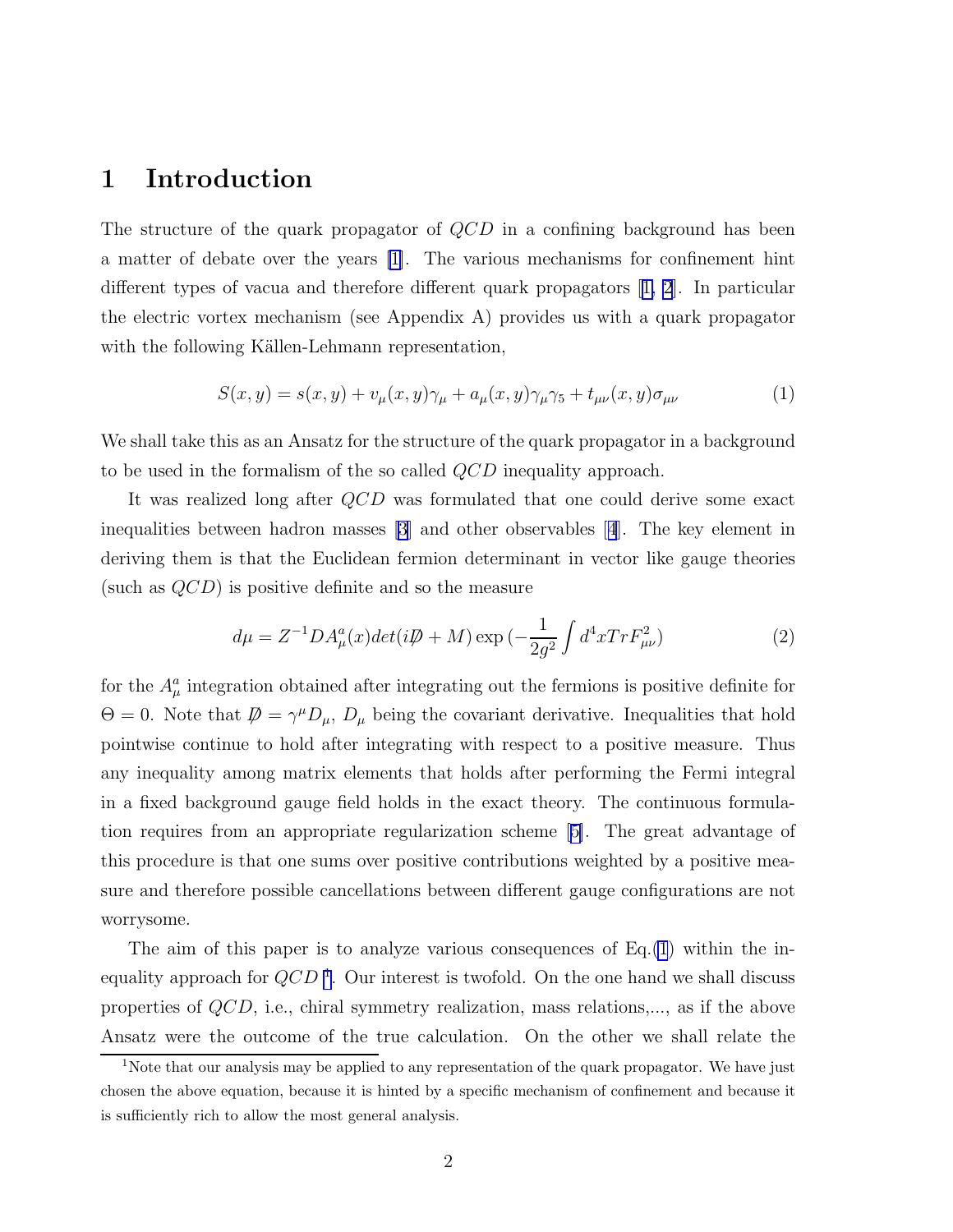# 1 Introduction

The structure of the quark propagator of $QCD$ in a confining background has been a matter of debate over the years [1]. The various mechanisms for confinement hint different types of vacua and therefore different quark propagators [1, 2]. In particular the electric vortex mechanism (see Appendix A) provides us with a quark propagator with the following Källen-Lehmann representation,

$$S(x,y) = s(x,y) + v_\mu(x,y)\gamma_\mu + a_\mu(x,y)\gamma_\mu\gamma_5 + t_{\mu\nu}(x,y)\sigma_{\mu\nu} \tag{1}$$

We shall take this as an Ansatz for the structure of the quark propagator in a background to be used in the formalism of the so called $QCD$ inequality approach.

It was realized long after $QCD$ was formulated that one could derive some exact inequalities between hadron masses [3] and other observables [4]. The key element in deriving them is that the Euclidean fermion determinant in vector like gauge theories (such as $QCD$) is positive definite and so the measure

$$d\mu = Z^{-1} DA^a_\mu(x) det(i\not{D} + M) \exp{(-\frac{1}{2g^2}\int d^4x Tr F^2_{\mu\nu})} \tag{2}$$

for the $A^a_\mu$ integration obtained after integrating out the fermions is positive definite for $\Theta = 0$. Note that $\not{D} = \gamma^\mu D_\mu$, $D_\mu$ being the covariant derivative. Inequalities that hold pointwise continue to hold after integrating with respect to a positive measure. Thus any inequality among matrix elements that holds after performing the Fermi integral in a fixed background gauge field holds in the exact theory. The continuous formulation requires from an appropriate regularization scheme [5]. The great advantage of this procedure is that one sums over positive contributions weighted by a positive measure and therefore possible cancellations between different gauge configurations are not worrysome.

The aim of this paper is to analyze various consequences of Eq.(1) within the inequality approach for $QCD$ [1]. Our interest is twofold. On the one hand we shall discuss properties of $QCD$, i.e., chiral symmetry realization, mass relations,..., as if the above Ansatz were the outcome of the true calculation. On the other we shall relate the

[1] Note that our analysis may be applied to any representation of the quark propagator. We have just chosen the above equation, because it is hinted by a specific mechanism of confinement and because it is sufficiently rich to allow the most general analysis.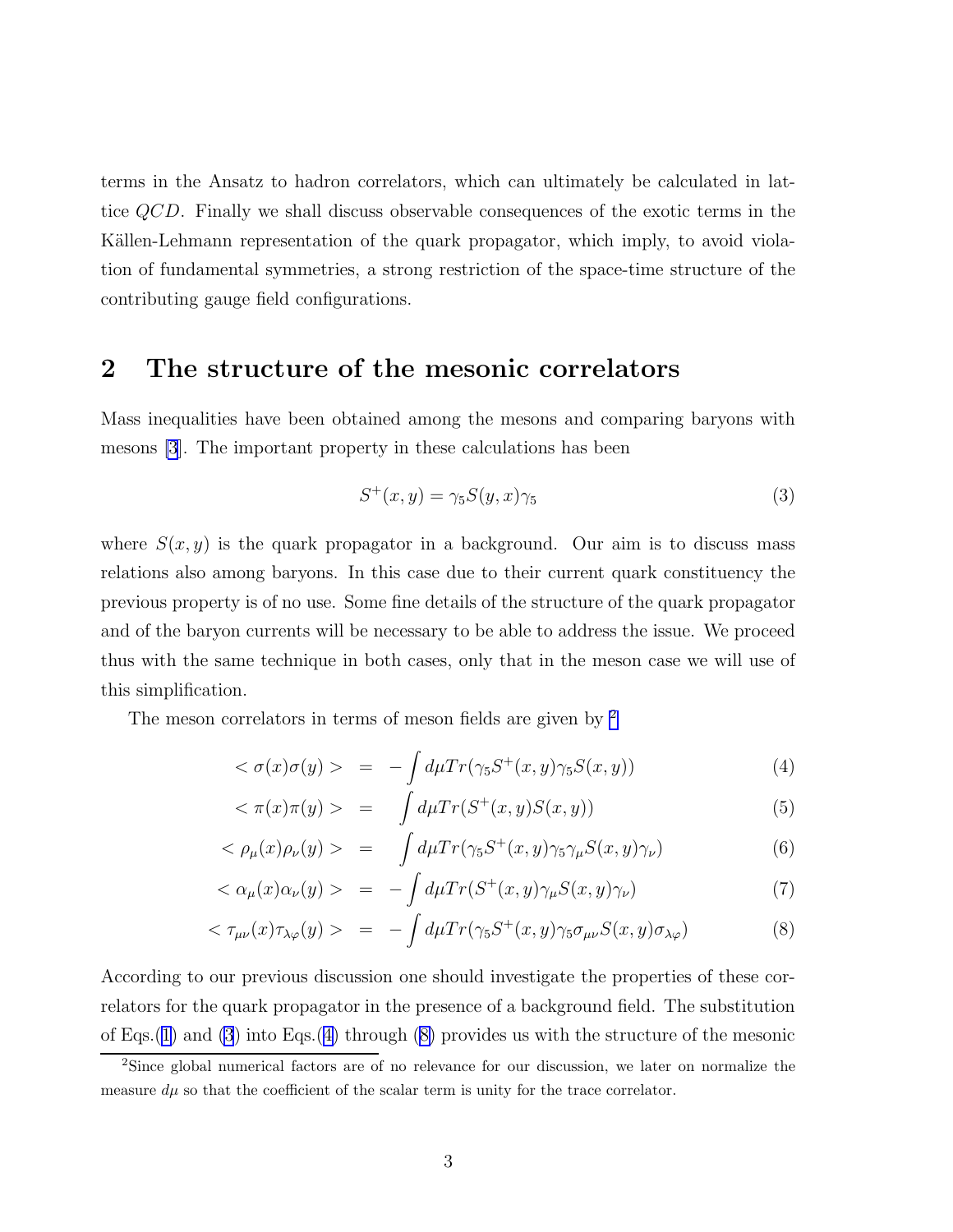terms in the Ansatz to hadron correlators, which can ultimately be calculated in lattice $QCD$. Finally we shall discuss observable consequences of the exotic terms in the Källen-Lehmann representation of the quark propagator, which imply, to avoid violation of fundamental symmetries, a strong restriction of the space-time structure of the contributing gauge field configurations.

## 2 The structure of the mesonic correlators

Mass inequalities have been obtained among the mesons and comparing baryons with mesons [3]. The important property in these calculations has been

$$S^{+}(x,y) = \gamma_5 S(y,x)\gamma_5 \tag{3}$$

where $S(x,y)$ is the quark propagator in a background. Our aim is to discuss mass relations also among baryons. In this case due to their current quark constituency the previous property is of no use. Some fine details of the structure of the quark propagator and of the baryon currents will be necessary to be able to address the issue. We proceed thus with the same technique in both cases, only that in the meson case we will use of this simplification.

The meson correlators in terms of meson fields are given by [2]

$$< \sigma(x)\sigma(y) > \;=\; -\int d\mu Tr(\gamma_5 S^{+}(x,y)\gamma_5 S(x,y)) \tag{4}$$

$$< \pi(x)\pi(y) > \;=\; \int d\mu Tr(S^{+}(x,y)S(x,y)) \tag{5}$$

$$< \rho_\mu(x)\rho_\nu(y) > \;=\; \int d\mu Tr(\gamma_5 S^{+}(x,y)\gamma_5\gamma_\mu S(x,y)\gamma_\nu) \tag{6}$$

$$< \alpha_\mu(x)\alpha_\nu(y) > \;=\; -\int d\mu Tr(S^{+}(x,y)\gamma_\mu S(x,y)\gamma_\nu) \tag{7}$$

$$< \tau_{\mu\nu}(x)\tau_{\lambda\varphi}(y) > \;=\; -\int d\mu Tr(\gamma_5 S^{+}(x,y)\gamma_5\sigma_{\mu\nu} S(x,y)\sigma_{\lambda\varphi}) \tag{8}$$

According to our previous discussion one should investigate the properties of these correlators for the quark propagator in the presence of a background field. The substitution of Eqs.(1) and (3) into Eqs.(4) through (8) provides us with the structure of the mesonic

[2] Since global numerical factors are of no relevance for our discussion, we later on normalize the measure $d\mu$ so that the coefficient of the scalar term is unity for the trace correlator.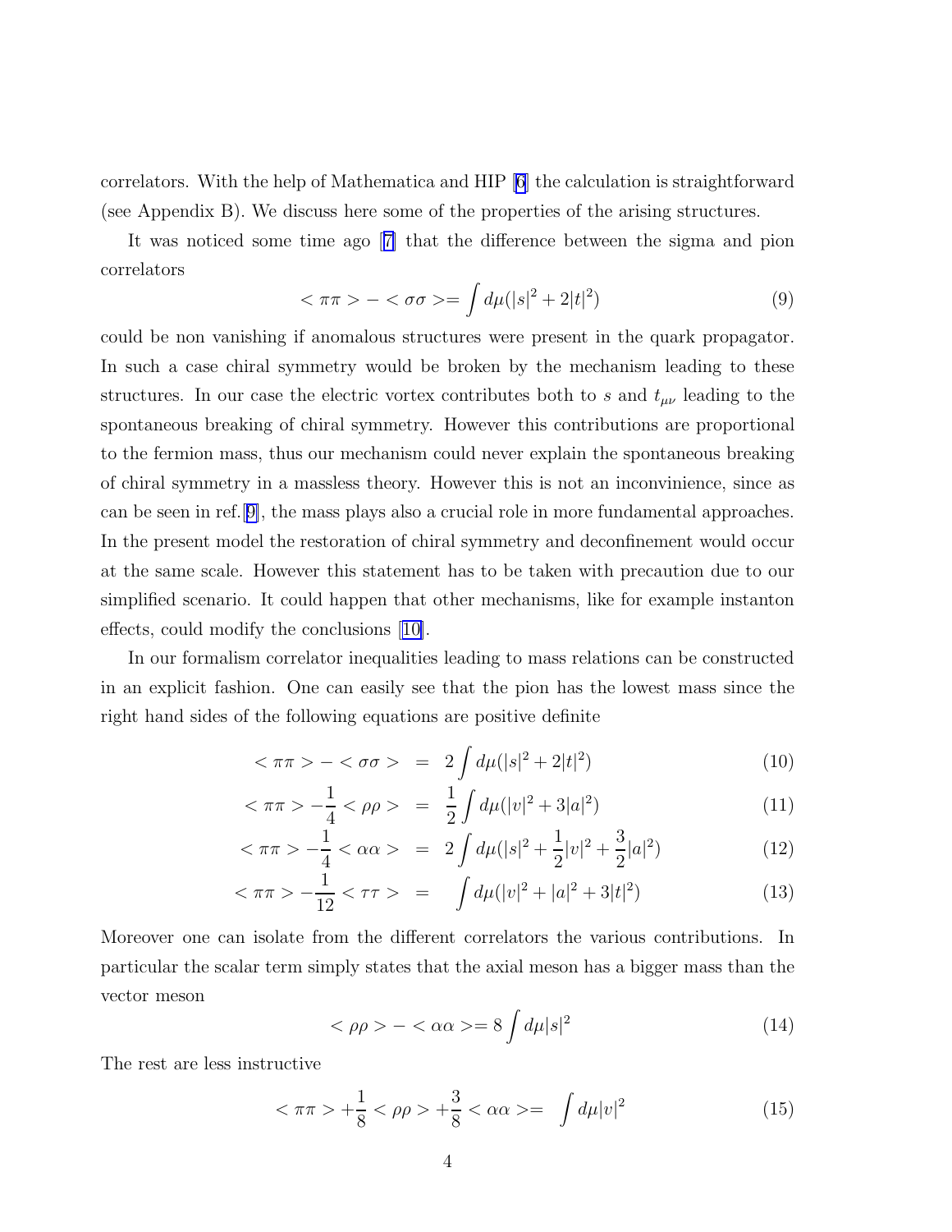correlators. With the help of Mathematica and HIP [6] the calculation is straightforward (see Appendix B). We discuss here some of the properties of the arising structures.

It was noticed some time ago [7] that the difference between the sigma and pion correlators

$$< \pi\pi > - < \sigma\sigma > = \int d\mu(|s|^2 + 2|t|^2) \tag{9}$$

could be non vanishing if anomalous structures were present in the quark propagator. In such a case chiral symmetry would be broken by the mechanism leading to these structures. In our case the electric vortex contributes both to $s$ and $t_{\mu\nu}$ leading to the spontaneous breaking of chiral symmetry. However this contributions are proportional to the fermion mass, thus our mechanism could never explain the spontaneous breaking of chiral symmetry in a massless theory. However this is not an inconvinience, since as can be seen in ref.[9], the mass plays also a crucial role in more fundamental approaches. In the present model the restoration of chiral symmetry and deconfinement would occur at the same scale. However this statement has to be taken with precaution due to our simplified scenario. It could happen that other mechanisms, like for example instanton effects, could modify the conclusions [10].

In our formalism correlator inequalities leading to mass relations can be constructed in an explicit fashion. One can easily see that the pion has the lowest mass since the right hand sides of the following equations are positive definite

$$< \pi\pi > - < \sigma\sigma > \;=\; 2\int d\mu(|s|^2 + 2|t|^2) \tag{10}$$

$$< \pi\pi > -\frac{1}{4} < \rho\rho > \;=\; \frac{1}{2}\int d\mu(|v|^2 + 3|a|^2) \tag{11}$$

$$< \pi\pi > -\frac{1}{4} < \alpha\alpha > \;=\; 2\int d\mu(|s|^2 + \frac{1}{2}|v|^2 + \frac{3}{2}|a|^2) \tag{12}$$

$$< \pi\pi > -\frac{1}{12} < \tau\tau > \;=\; \int d\mu(|v|^2 + |a|^2 + 3|t|^2) \tag{13}$$

Moreover one can isolate from the different correlators the various contributions. In particular the scalar term simply states that the axial meson has a bigger mass than the vector meson

$$< \rho\rho > - < \alpha\alpha > = 8\int d\mu|s|^2 \tag{14}$$

The rest are less instructive

$$< \pi\pi > +\frac{1}{8} < \rho\rho > +\frac{3}{8} < \alpha\alpha > = \int d\mu|v|^2 \tag{15}$$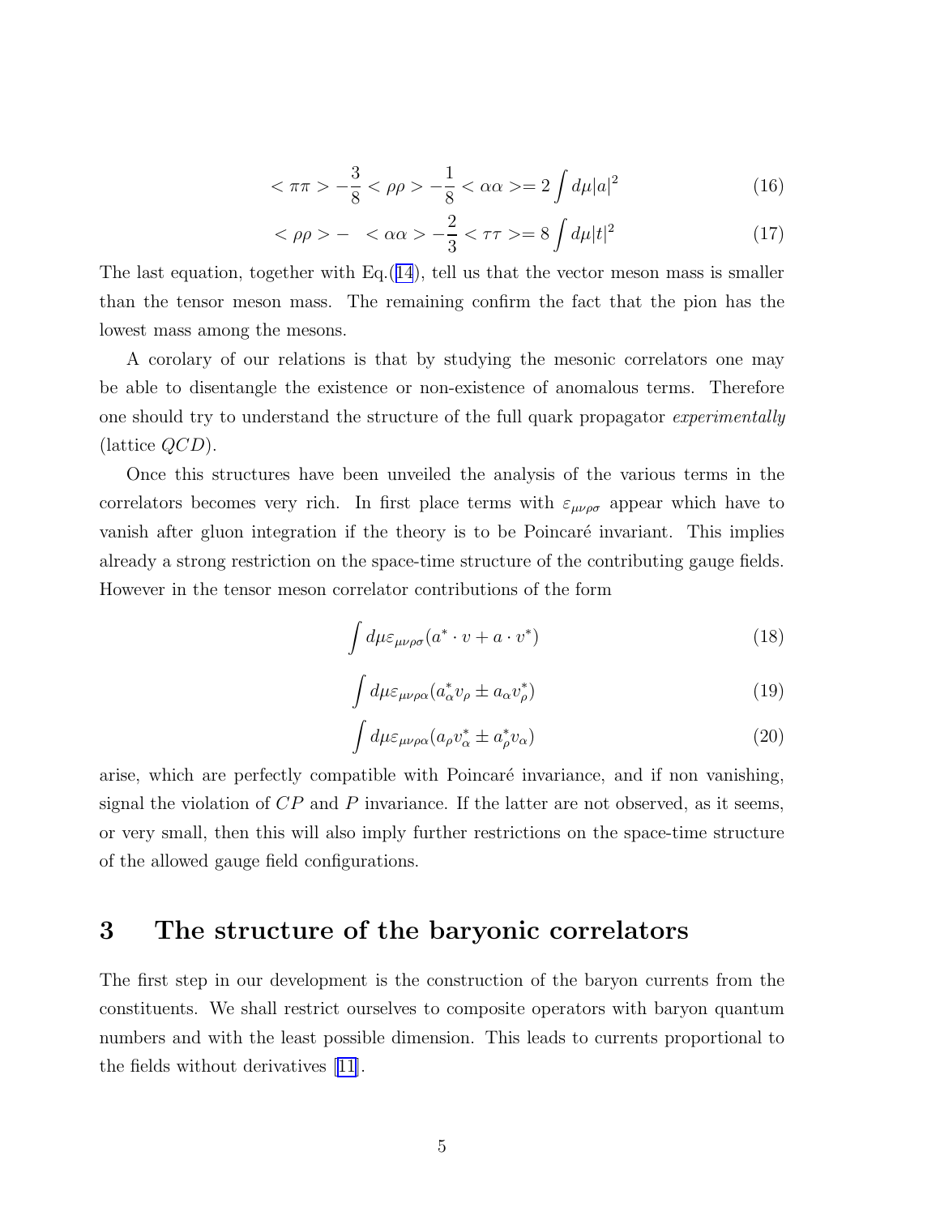$$< \pi\pi > - \frac{3}{8} < \rho\rho > - \frac{1}{8} < \alpha\alpha > = 2 \int d\mu |a|^2 \tag{16}$$

$$< \rho\rho > - \ \ < \alpha\alpha > - \frac{2}{3} < \tau\tau > = 8 \int d\mu |t|^2 \tag{17}$$

The last equation, together with Eq.(14), tell us that the vector meson mass is smaller than the tensor meson mass. The remaining confirm the fact that the pion has the lowest mass among the mesons.

A corolary of our relations is that by studying the mesonic correlators one may be able to disentangle the existence or non-existence of anomalous terms. Therefore one should try to understand the structure of the full quark propagator *experimentally* (lattice $QCD$).

Once this structures have been unveiled the analysis of the various terms in the correlators becomes very rich. In first place terms with $\varepsilon_{\mu\nu\rho\sigma}$ appear which have to vanish after gluon integration if the theory is to be Poincaré invariant. This implies already a strong restriction on the space-time structure of the contributing gauge fields. However in the tensor meson correlator contributions of the form

$$\int d\mu \varepsilon_{\mu\nu\rho\sigma} (a^* \cdot v + a \cdot v^*) \tag{18}$$

$$\int d\mu \varepsilon_{\mu\nu\rho\alpha} (a^*_\alpha v_\rho \pm a_\alpha v^*_\rho) \tag{19}$$

$$\int d\mu \varepsilon_{\mu\nu\rho\alpha} (a_\rho v^*_\alpha \pm a^*_\rho v_\alpha) \tag{20}$$

arise, which are perfectly compatible with Poincaré invariance, and if non vanishing, signal the violation of $CP$ and $P$ invariance. If the latter are not observed, as it seems, or very small, then this will also imply further restrictions on the space-time structure of the allowed gauge field configurations.

## 3 The structure of the baryonic correlators

The first step in our development is the construction of the baryon currents from the constituents. We shall restrict ourselves to composite operators with baryon quantum numbers and with the least possible dimension. This leads to currents proportional to the fields without derivatives [11].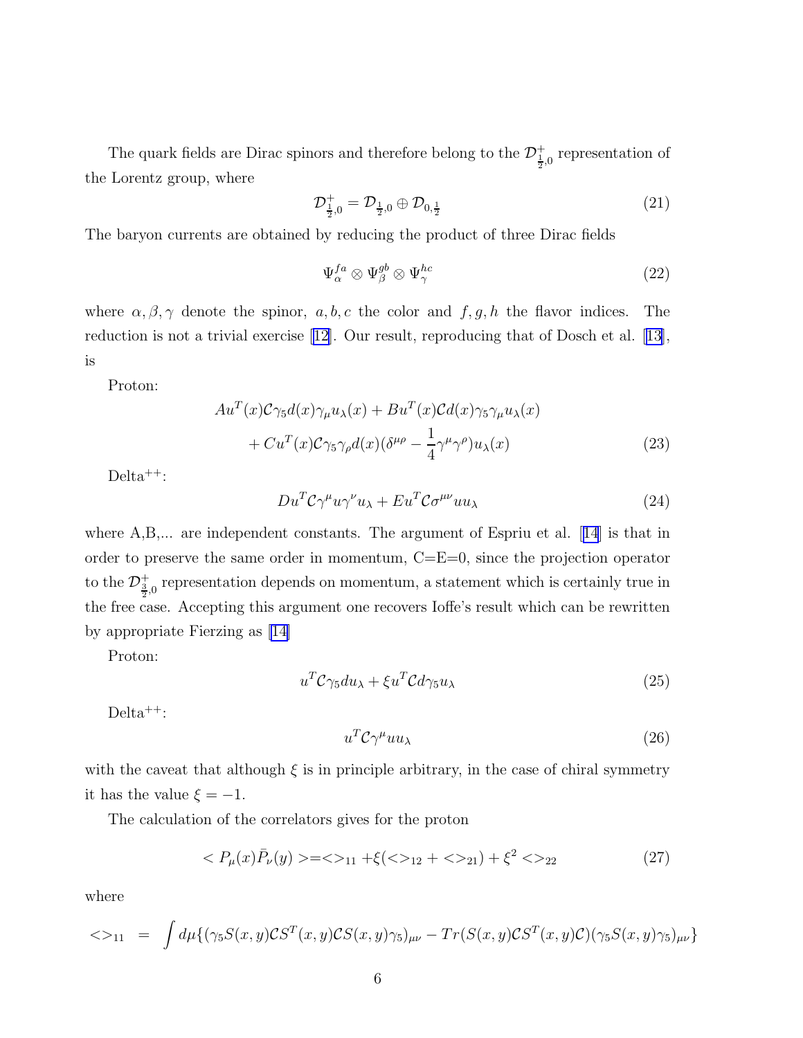The quark fields are Dirac spinors and therefore belong to the $\mathcal{D}^+_{\frac{1}{2},0}$ representation of the Lorentz group, where

$$\mathcal{D}^+_{\frac{1}{2},0} = \mathcal{D}_{\frac{1}{2},0} \oplus \mathcal{D}_{0,\frac{1}{2}} \tag{21}$$

The baryon currents are obtained by reducing the product of three Dirac fields

$$\Psi^{fa}_{\alpha} \otimes \Psi^{gb}_{\beta} \otimes \Psi^{hc}_{\gamma} \tag{22}$$

where $\alpha, \beta, \gamma$ denote the spinor, $a, b, c$ the color and $f, g, h$ the flavor indices. The reduction is not a trivial exercise [12]. Our result, reproducing that of Dosch et al. [13], is

Proton:

$$\begin{aligned} & A u^T(x)\mathcal{C}\gamma_5 d(x)\gamma_\mu u_\lambda(x) + B u^T(x)\mathcal{C} d(x)\gamma_5\gamma_\mu u_\lambda(x) \\ & + C u^T(x)\mathcal{C}\gamma_5\gamma_\rho d(x)(\delta^{\mu\rho} - \frac{1}{4}\gamma^\mu\gamma^\rho)u_\lambda(x) \end{aligned} \tag{23}$$

Delta$^{++}$:

$$D u^T \mathcal{C}\gamma^\mu u \gamma^\nu u_\lambda + E u^T \mathcal{C}\sigma^{\mu\nu} u u_\lambda \tag{24}$$

where A,B,... are independent constants. The argument of Espriu et al. [14] is that in order to preserve the same order in momentum, C=E=0, since the projection operator to the $\mathcal{D}^+_{\frac{3}{2},0}$ representation depends on momentum, a statement which is certainly true in the free case. Accepting this argument one recovers Ioffe's result which can be rewritten by appropriate Fierzing as [14]

Proton:

$$u^T \mathcal{C}\gamma_5 d u_\lambda + \xi u^T \mathcal{C} d \gamma_5 u_\lambda \tag{25}$$

Delta$^{++}$:

$$u^T \mathcal{C}\gamma^\mu u u_\lambda \tag{26}$$

with the caveat that although $\xi$ is in principle arbitrary, in the case of chiral symmetry it has the value $\xi = -1$.

The calculation of the correlators gives for the proton

$$< P_\mu(x)\bar{P}_\nu(y) > = <>_{11} + \xi(<>_{12} + <>_{21}) + \xi^2 <>_{22} \tag{27}$$

where

$$<>_{11} \;=\; \int d\mu\{(\gamma_5 S(x,y)\mathcal{C}S^T(x,y)\mathcal{C}S(x,y)\gamma_5)_{\mu\nu} - Tr(S(x,y)\mathcal{C}S^T(x,y)\mathcal{C})(\gamma_5 S(x,y)\gamma_5)_{\mu\nu}\}$$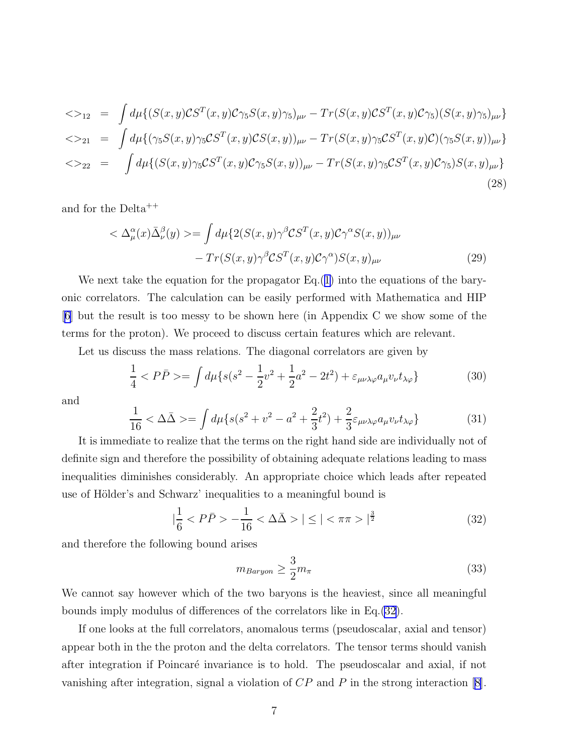$$
\begin{aligned}
<>_{12} &= \int d\mu\{(S(x,y)\mathcal{C}S^T(x,y)\mathcal{C}\gamma_5 S(x,y)\gamma_5)_{\mu\nu} - Tr(S(x,y)\mathcal{C}S^T(x,y)\mathcal{C}\gamma_5)(S(x,y)\gamma_5)_{\mu\nu}\} \\
<>_{21} &= \int d\mu\{(\gamma_5 S(x,y)\gamma_5\mathcal{C}S^T(x,y)\mathcal{C}S(x,y))_{\mu\nu} - Tr(S(x,y)\gamma_5\mathcal{C}S^T(x,y)\mathcal{C})(\gamma_5 S(x,y))_{\mu\nu}\} \\
<>_{22} &= \int d\mu\{(S(x,y)\gamma_5\mathcal{C}S^T(x,y)\mathcal{C}\gamma_5 S(x,y))_{\mu\nu} - Tr(S(x,y)\gamma_5\mathcal{C}S^T(x,y)\mathcal{C}\gamma_5)S(x,y)_{\mu\nu}\}
\end{aligned}
\tag{28}
$$

and for the Delta$^{++}$

$$
\begin{aligned}
< \Delta^\alpha_\mu(x)\bar{\Delta}^\beta_\nu(y) >= \int d\mu\{&2(S(x,y)\gamma^\beta\mathcal{C}S^T(x,y)\mathcal{C}\gamma^\alpha S(x,y))_{\mu\nu} \\
&- Tr(S(x,y)\gamma^\beta\mathcal{C}S^T(x,y)\mathcal{C}\gamma^\alpha)S(x,y)_{\mu\nu}
\end{aligned}
\tag{29}
$$

We next take the equation for the propagator Eq.(1) into the equations of the baryonic correlators. The calculation can be easily performed with Mathematica and HIP [6] but the result is too messy to be shown here (in Appendix C we show some of the terms for the proton). We proceed to discuss certain features which are relevant.

Let us discuss the mass relations. The diagonal correlators are given by

$$
\frac{1}{4} < P\bar{P} >= \int d\mu\{s(s^2 - \frac{1}{2}v^2 + \frac{1}{2}a^2 - 2t^2) + \varepsilon_{\mu\nu\lambda\varphi}a_\mu v_\nu t_{\lambda\varphi}\} \tag{30}
$$

and

$$
\frac{1}{16} < \Delta\bar{\Delta} >= \int d\mu\{s(s^2 + v^2 - a^2 + \frac{2}{3}t^2) + \frac{2}{3}\varepsilon_{\mu\nu\lambda\varphi}a_\mu v_\nu t_{\lambda\varphi}\} \tag{31}
$$

It is immediate to realize that the terms on the right hand side are individually not of definite sign and therefore the possibility of obtaining adequate relations leading to mass inequalities diminishes considerably. An appropriate choice which leads after repeated use of Hölder's and Schwarz' inequalities to a meaningful bound is

$$
|\frac{1}{6} < P\bar{P} > -\frac{1}{16} < \Delta\bar{\Delta} > | \leq | < \pi\pi > |^{\frac{3}{2}} \tag{32}
$$

and therefore the following bound arises

$$
m_{Baryon} \geq \frac{3}{2}m_\pi \tag{33}
$$

We cannot say however which of the two baryons is the heaviest, since all meaningful bounds imply modulus of differences of the correlators like in Eq.(32).

If one looks at the full correlators, anomalous terms (pseudoscalar, axial and tensor) appear both in the the proton and the delta correlators. The tensor terms should vanish after integration if Poincaré invariance is to hold. The pseudoscalar and axial, if not vanishing after integration, signal a violation of $CP$ and $P$ in the strong interaction [8].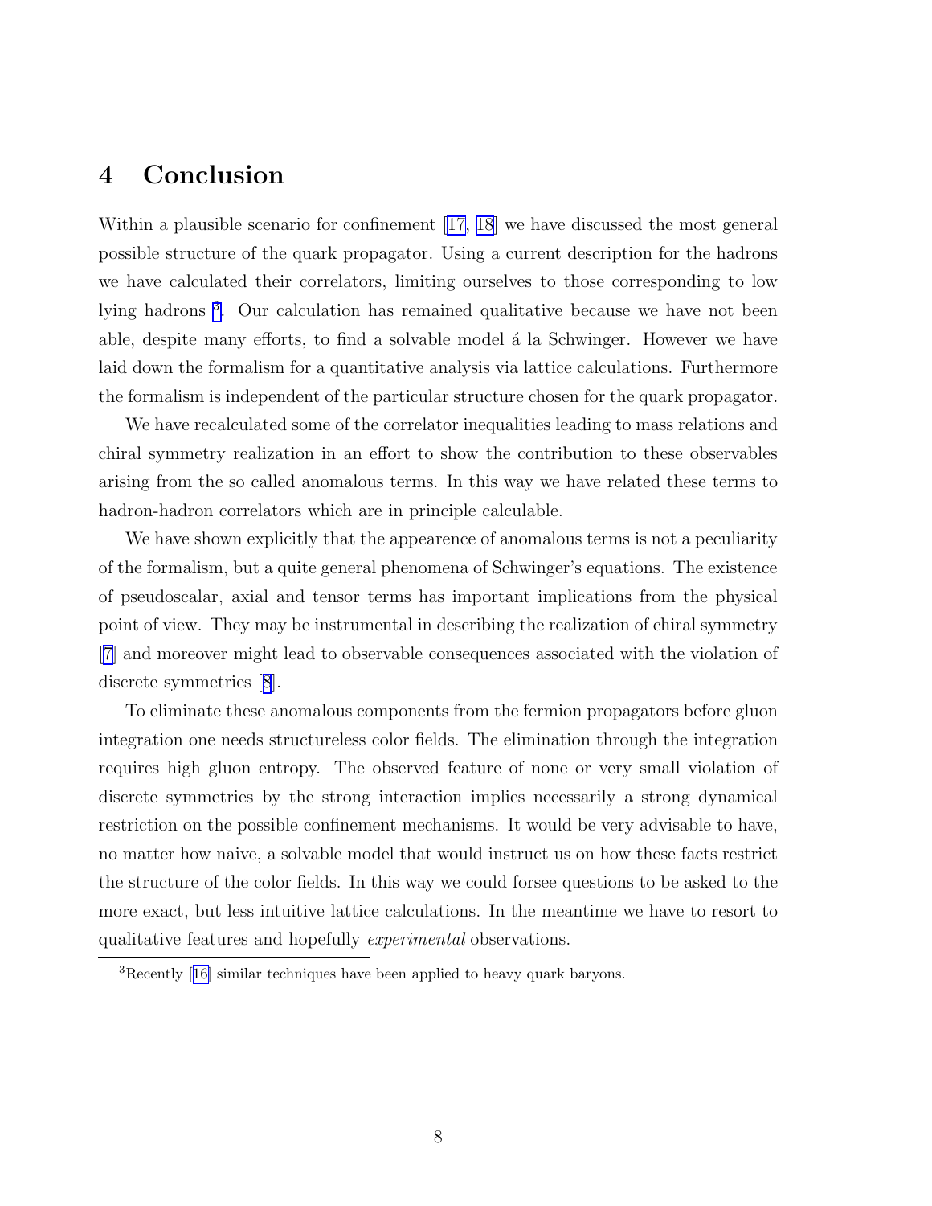## 4 Conclusion

Within a plausible scenario for confinement [17, 18] we have discussed the most general possible structure of the quark propagator. Using a current description for the hadrons we have calculated their correlators, limiting ourselves to those corresponding to low lying hadrons [3]. Our calculation has remained qualitative because we have not been able, despite many efforts, to find a solvable model á la Schwinger. However we have laid down the formalism for a quantitative analysis via lattice calculations. Furthermore the formalism is independent of the particular structure chosen for the quark propagator.

We have recalculated some of the correlator inequalities leading to mass relations and chiral symmetry realization in an effort to show the contribution to these observables arising from the so called anomalous terms. In this way we have related these terms to hadron-hadron correlators which are in principle calculable.

We have shown explicitly that the appearence of anomalous terms is not a peculiarity of the formalism, but a quite general phenomena of Schwinger's equations. The existence of pseudoscalar, axial and tensor terms has important implications from the physical point of view. They may be instrumental in describing the realization of chiral symmetry [7] and moreover might lead to observable consequences associated with the violation of discrete symmetries [8].

To eliminate these anomalous components from the fermion propagators before gluon integration one needs structureless color fields. The elimination through the integration requires high gluon entropy. The observed feature of none or very small violation of discrete symmetries by the strong interaction implies necessarily a strong dynamical restriction on the possible confinement mechanisms. It would be very advisable to have, no matter how naive, a solvable model that would instruct us on how these facts restrict the structure of the color fields. In this way we could forsee questions to be asked to the more exact, but less intuitive lattice calculations. In the meantime we have to resort to qualitative features and hopefully *experimental* observations.

---

[3] Recently [16] similar techniques have been applied to heavy quark baryons.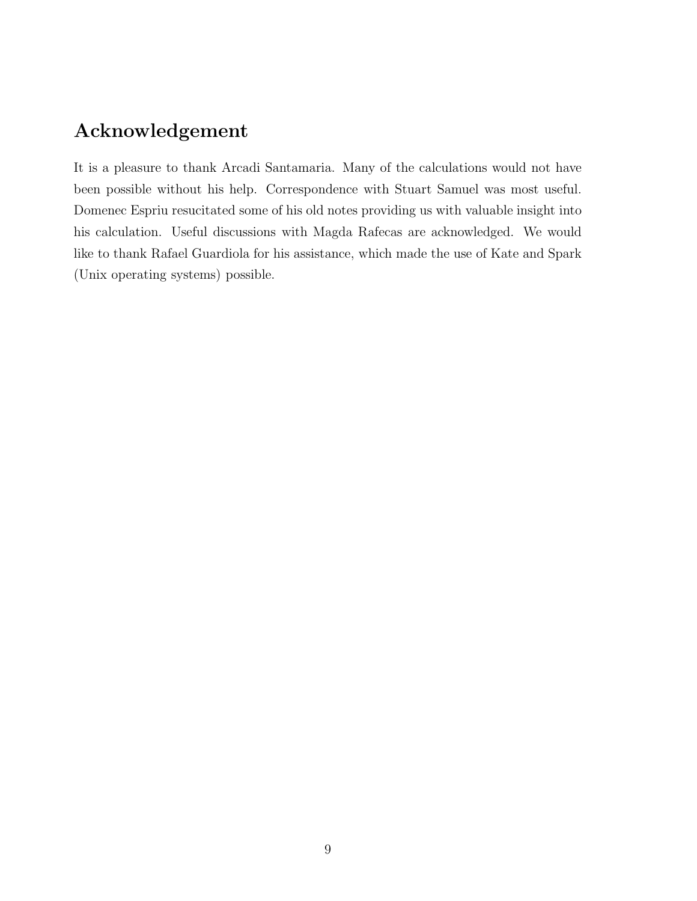# Acknowledgement

It is a pleasure to thank Arcadi Santamaria. Many of the calculations would not have been possible without his help. Correspondence with Stuart Samuel was most useful. Domenec Espriu resucitated some of his old notes providing us with valuable insight into his calculation. Useful discussions with Magda Rafecas are acknowledged. We would like to thank Rafael Guardiola for his assistance, which made the use of Kate and Spark (Unix operating systems) possible.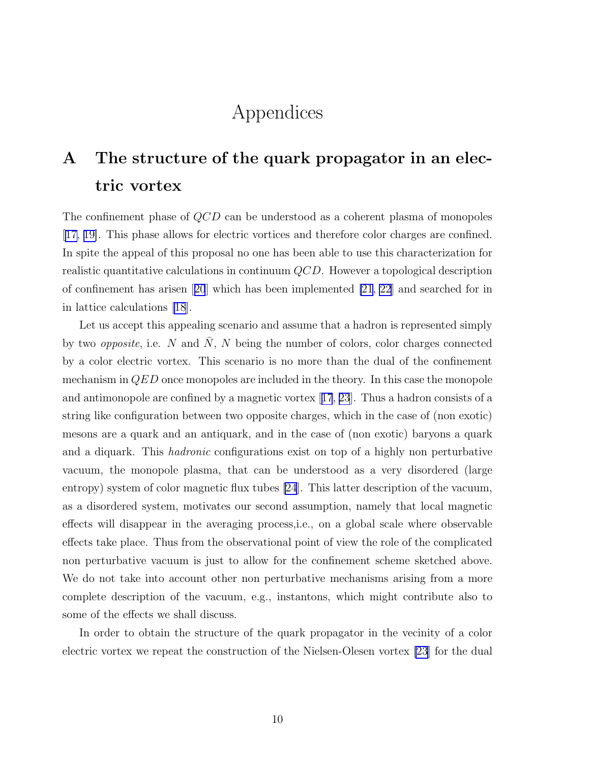# Appendices

## A The structure of the quark propagator in an electric vortex

The confinement phase of $QCD$ can be understood as a coherent plasma of monopoles [17, 19]. This phase allows for electric vortices and therefore color charges are confined. In spite the appeal of this proposal no one has been able to use this characterization for realistic quantitative calculations in continuum $QCD$. However a topological description of confinement has arisen [20] which has been implemented [21, 22] and searched for in in lattice calculations [18].

Let us accept this appealing scenario and assume that a hadron is represented simply by two *opposite*, i.e. $N$ and $\bar{N}$, $N$ being the number of colors, color charges connected by a color electric vortex. This scenario is no more than the dual of the confinement mechanism in $QED$ once monopoles are included in the theory. In this case the monopole and antimonopole are confined by a magnetic vortex [17, 23]. Thus a hadron consists of a string like configuration between two opposite charges, which in the case of (non exotic) mesons are a quark and an antiquark, and in the case of (non exotic) baryons a quark and a diquark. This *hadronic* configurations exist on top of a highly non perturbative vacuum, the monopole plasma, that can be understood as a very disordered (large entropy) system of color magnetic flux tubes [24]. This latter description of the vacuum, as a disordered system, motivates our second assumption, namely that local magnetic effects will disappear in the averaging process,i.e., on a global scale where observable effects take place. Thus from the observational point of view the role of the complicated non perturbative vacuum is just to allow for the confinement scheme sketched above. We do not take into account other non perturbative mechanisms arising from a more complete description of the vacuum, e.g., instantons, which might contribute also to some of the effects we shall discuss.

In order to obtain the structure of the quark propagator in the vecinity of a color electric vortex we repeat the construction of the Nielsen-Olesen vortex [23] for the dual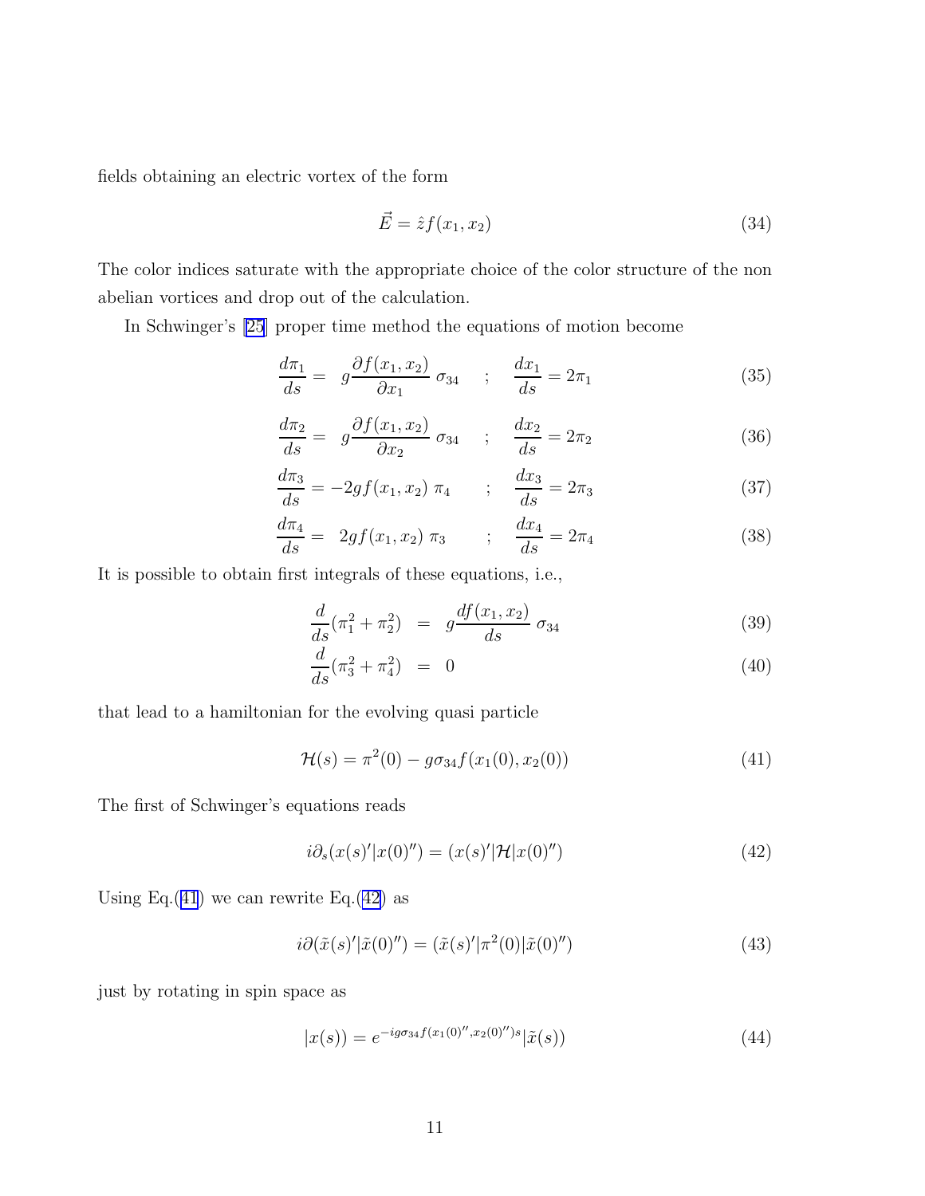fields obtaining an electric vortex of the form

$$\vec{E} = \hat{z} f(x_1, x_2) \tag{34}$$

The color indices saturate with the appropriate choice of the color structure of the non abelian vortices and drop out of the calculation.

In Schwinger's [25] proper time method the equations of motion become

$$\frac{d\pi_1}{ds} = \; g\frac{\partial f(x_1, x_2)}{\partial x_1}\,\sigma_{34} \quad ; \quad \frac{dx_1}{ds} = 2\pi_1 \tag{35}$$

$$\frac{d\pi_2}{ds} = \; g\frac{\partial f(x_1, x_2)}{\partial x_2}\,\sigma_{34} \quad ; \quad \frac{dx_2}{ds} = 2\pi_2 \tag{36}$$

$$\frac{d\pi_3}{ds} = -2gf(x_1, x_2)\;\pi_4 \qquad ; \quad \frac{dx_3}{ds} = 2\pi_3 \tag{37}$$

$$\frac{d\pi_4}{ds} = \;\; 2gf(x_1, x_2)\;\pi_3 \qquad ; \quad \frac{dx_4}{ds} = 2\pi_4 \tag{38}$$

It is possible to obtain first integrals of these equations, i.e.,

$$\frac{d}{ds}(\pi_1^2 + \pi_2^2) \;\; = \;\; g\frac{df(x_1, x_2)}{ds}\,\sigma_{34} \tag{39}$$

$$\frac{d}{ds}(\pi_3^2 + \pi_4^2) \;\; = \;\; 0 \tag{40}$$

that lead to a hamiltonian for the evolving quasi particle

$$\mathcal{H}(s) = \pi^2(0) - g\sigma_{34} f(x_1(0), x_2(0)) \tag{41}$$

The first of Schwinger's equations reads

$$i\partial_s (x(s)'|x(0)'') = (x(s)'|\mathcal{H}|x(0)'') \tag{42}$$

Using Eq.(41) we can rewrite Eq.(42) as

$$i\partial(\tilde{x}(s)'|\tilde{x}(0)'') = (\tilde{x}(s)'|\pi^2(0)|\tilde{x}(0)'') \tag{43}$$

just by rotating in spin space as

$$|x(s)) = e^{-ig\sigma_{34} f(x_1(0)'', x_2(0)'')s}|\tilde{x}(s)) \tag{44}$$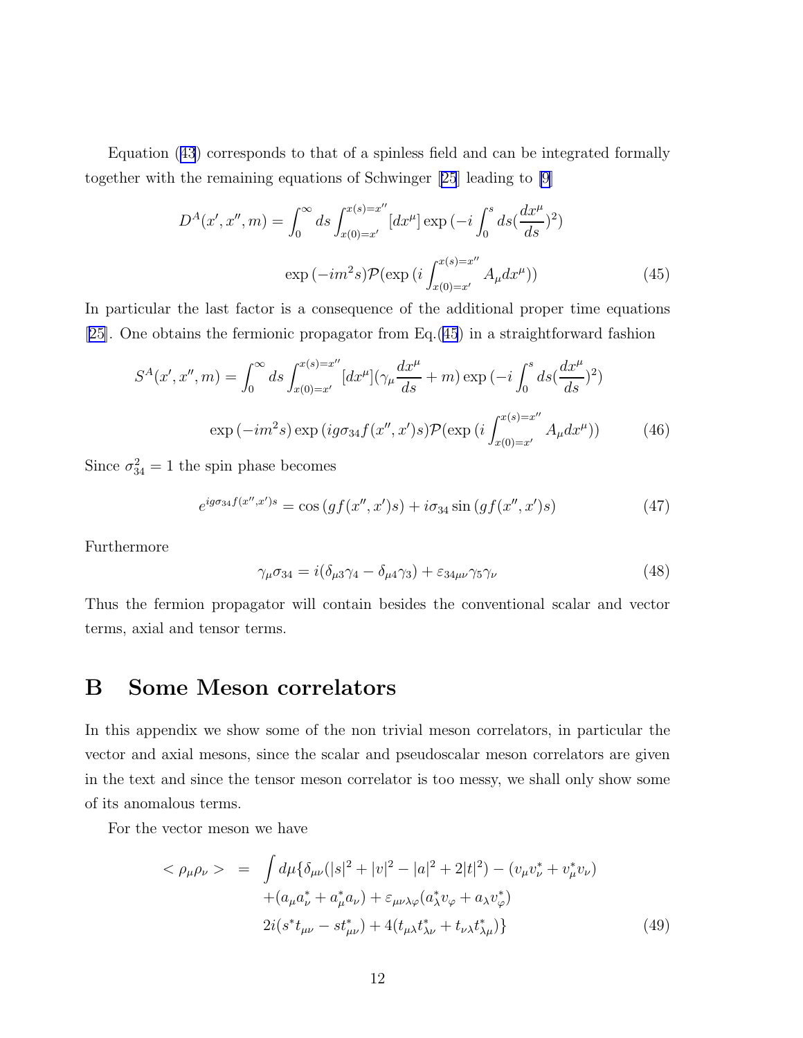Equation (43) corresponds to that of a spinless field and can be integrated formally together with the remaining equations of Schwinger [25] leading to [9]

$$D^A(x', x'', m) = \int_0^\infty ds \int_{x(0)=x'}^{x(s)=x''} [dx^\mu] \exp\left(-i \int_0^s ds (\frac{dx^\mu}{ds})^2\right)$$
$$\exp(-im^2 s) \mathcal{P}(\exp(i \int_{x(0)=x'}^{x(s)=x''} A_\mu dx^\mu)) \tag{45}$$

In particular the last factor is a consequence of the additional proper time equations [25]. One obtains the fermionic propagator from Eq.(45) in a straightforward fashion

$$S^A(x', x'', m) = \int_0^\infty ds \int_{x(0)=x'}^{x(s)=x''} [dx^\mu] (\gamma_\mu \frac{dx^\mu}{ds} + m) \exp\left(-i \int_0^s ds (\frac{dx^\mu}{ds})^2\right)$$
$$\exp(-im^2 s) \exp(ig\sigma_{34} f(x'', x')s) \mathcal{P}(\exp(i \int_{x(0)=x'}^{x(s)=x''} A_\mu dx^\mu)) \tag{46}$$

Since $\sigma_{34}^2 = 1$ the spin phase becomes

$$e^{ig\sigma_{34} f(x'', x')s} = \cos(g f(x'', x')s) + i\sigma_{34} \sin(g f(x'', x')s) \tag{47}$$

Furthermore

$$\gamma_\mu \sigma_{34} = i(\delta_{\mu 3}\gamma_4 - \delta_{\mu 4}\gamma_3) + \varepsilon_{34\mu\nu}\gamma_5\gamma_\nu \tag{48}$$

Thus the fermion propagator will contain besides the conventional scalar and vector terms, axial and tensor terms.

# B Some Meson correlators

In this appendix we show some of the non trivial meson correlators, in particular the vector and axial mesons, since the scalar and pseudoscalar meson correlators are given in the text and since the tensor meson correlator is too messy, we shall only show some of its anomalous terms.

For the vector meson we have

$$\begin{aligned} <\rho_\mu \rho_\nu> &= \int d\mu \{ \delta_{\mu\nu}(|s|^2 + |v|^2 - |a|^2 + 2|t|^2) - (v_\mu v_\nu^* + v_\mu^* v_\nu) \\ &\quad + (a_\mu a_\nu^* + a_\mu^* a_\nu) + \varepsilon_{\mu\nu\lambda\varphi}(a_\lambda^* v_\varphi + a_\lambda v_\varphi^*) \\ &\quad 2i(s^* t_{\mu\nu} - s t_{\mu\nu}^*) + 4(t_{\mu\lambda} t_{\lambda\nu}^* + t_{\nu\lambda} t_{\lambda\mu}^*) \} \end{aligned} \tag{49}$$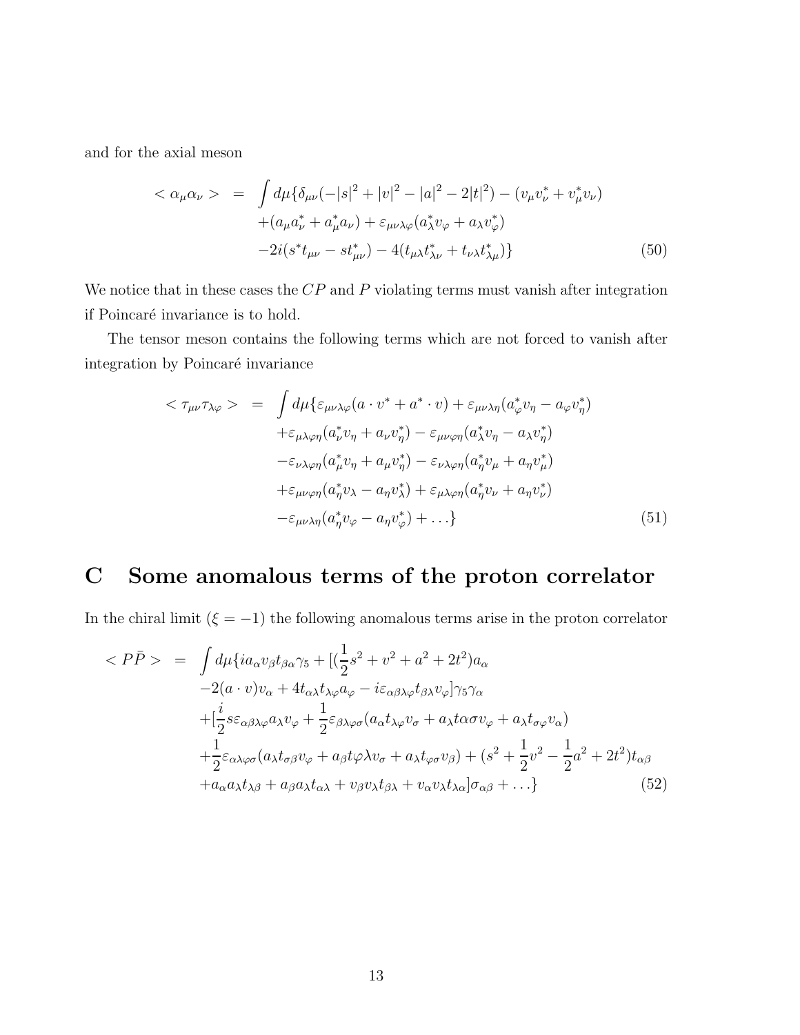and for the axial meson

$$
\begin{aligned}
< \alpha_\mu \alpha_\nu > \;=\; & \int d\mu \{ \delta_{\mu\nu}(-|s|^2 + |v|^2 - |a|^2 - 2|t|^2) - (v_\mu v_\nu^* + v_\mu^* v_\nu) \\
& + (a_\mu a_\nu^* + a_\mu^* a_\nu) + \varepsilon_{\mu\nu\lambda\varphi}(a_\lambda^* v_\varphi + a_\lambda v_\varphi^*) \\
& - 2i(s^* t_{\mu\nu} - s t_{\mu\nu}^*) - 4(t_{\mu\lambda} t_{\lambda\nu}^* + t_{\nu\lambda} t_{\lambda\mu}^*) \} \qquad (50)
\end{aligned}
$$

We notice that in these cases the $CP$ and $P$ violating terms must vanish after integration if Poincaré invariance is to hold.

The tensor meson contains the following terms which are not forced to vanish after integration by Poincaré invariance

$$
\begin{aligned}
< \tau_{\mu\nu} \tau_{\lambda\varphi} > \;=\; & \int d\mu \{ \varepsilon_{\mu\nu\lambda\varphi}(a \cdot v^* + a^* \cdot v) + \varepsilon_{\mu\nu\lambda\eta}(a_\varphi^* v_\eta - a_\varphi v_\eta^*) \\
& + \varepsilon_{\mu\lambda\varphi\eta}(a_\nu^* v_\eta + a_\nu v_\eta^*) - \varepsilon_{\mu\nu\varphi\eta}(a_\lambda^* v_\eta - a_\lambda v_\eta^*) \\
& - \varepsilon_{\nu\lambda\varphi\eta}(a_\mu^* v_\eta + a_\mu v_\eta^*) - \varepsilon_{\nu\lambda\varphi\eta}(a_\eta^* v_\mu + a_\eta v_\mu^*) \\
& + \varepsilon_{\mu\nu\varphi\eta}(a_\eta^* v_\lambda - a_\eta v_\lambda^*) + \varepsilon_{\mu\lambda\varphi\eta}(a_\eta^* v_\nu + a_\eta v_\nu^*) \\
& - \varepsilon_{\mu\nu\lambda\eta}(a_\eta^* v_\varphi - a_\eta v_\varphi^*) + \ldots \} \qquad (51)
\end{aligned}
$$

# C Some anomalous terms of the proton correlator

In the chiral limit ($\xi = -1$) the following anomalous terms arise in the proton correlator

$$
\begin{aligned}
< P\bar{P} > \;=\; & \int d\mu \{ i a_\alpha v_\beta t_{\beta\alpha} \gamma_5 + [(\frac{1}{2}s^2 + v^2 + a^2 + 2t^2) a_\alpha \\
& - 2(a \cdot v) v_\alpha + 4 t_{\alpha\lambda} t_{\lambda\varphi} a_\varphi - i \varepsilon_{\alpha\beta\lambda\varphi} t_{\beta\lambda} v_\varphi] \gamma_5 \gamma_\alpha \\
& + [\frac{i}{2} s \varepsilon_{\alpha\beta\lambda\varphi} a_\lambda v_\varphi + \frac{1}{2} \varepsilon_{\beta\lambda\varphi\sigma}(a_\alpha t_{\lambda\varphi} v_\sigma + a_\lambda t \alpha\sigma v_\varphi + a_\lambda t_{\sigma\varphi} v_\alpha) \\
& + \frac{1}{2} \varepsilon_{\alpha\lambda\varphi\sigma}(a_\lambda t_{\sigma\beta} v_\varphi + a_\beta t \varphi\lambda v_\sigma + a_\lambda t_{\varphi\sigma} v_\beta) + (s^2 + \frac{1}{2}v^2 - \frac{1}{2}a^2 + 2t^2) t_{\alpha\beta} \\
& + a_\alpha a_\lambda t_{\lambda\beta} + a_\beta a_\lambda t_{\alpha\lambda} + v_\beta v_\lambda t_{\beta\lambda} + v_\alpha v_\lambda t_{\lambda\alpha}] \sigma_{\alpha\beta} + \ldots \} \qquad (52)
\end{aligned}
$$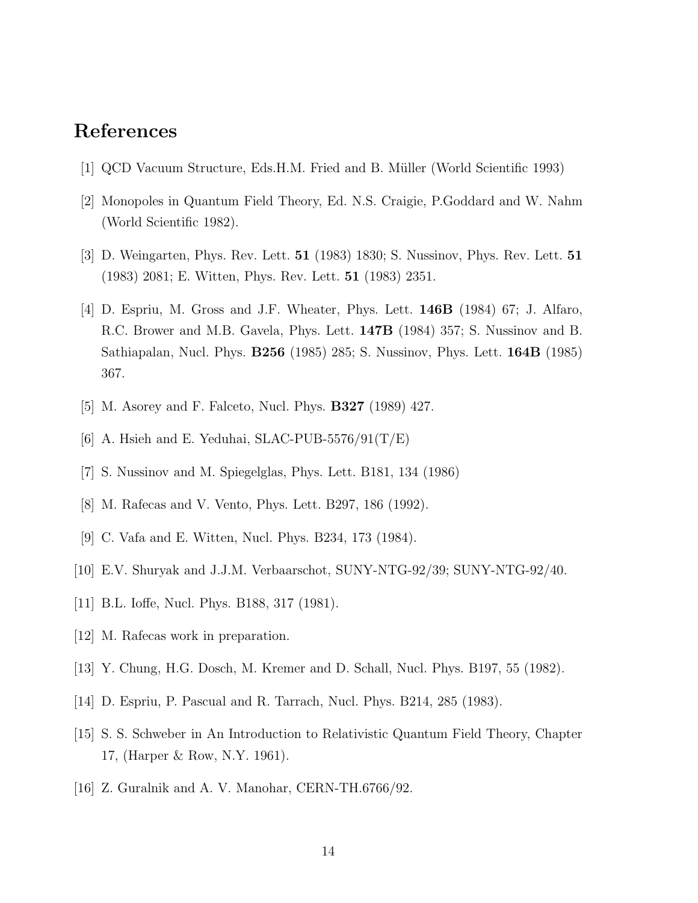# References

[1] QCD Vacuum Structure, Eds.H.M. Fried and B. Müller (World Scientific 1993)

[2] Monopoles in Quantum Field Theory, Ed. N.S. Craigie, P.Goddard and W. Nahm (World Scientific 1982).

[3] D. Weingarten, Phys. Rev. Lett. **51** (1983) 1830; S. Nussinov, Phys. Rev. Lett. **51** (1983) 2081; E. Witten, Phys. Rev. Lett. **51** (1983) 2351.

[4] D. Espriu, M. Gross and J.F. Wheater, Phys. Lett. **146B** (1984) 67; J. Alfaro, R.C. Brower and M.B. Gavela, Phys. Lett. **147B** (1984) 357; S. Nussinov and B. Sathiapalan, Nucl. Phys. **B256** (1985) 285; S. Nussinov, Phys. Lett. **164B** (1985) 367.

[5] M. Asorey and F. Falceto, Nucl. Phys. **B327** (1989) 427.

[6] A. Hsieh and E. Yeduhai, SLAC-PUB-5576/91(T/E)

[7] S. Nussinov and M. Spiegelglas, Phys. Lett. B181, 134 (1986)

[8] M. Rafecas and V. Vento, Phys. Lett. B297, 186 (1992).

[9] C. Vafa and E. Witten, Nucl. Phys. B234, 173 (1984).

[10] E.V. Shuryak and J.J.M. Verbaarschot, SUNY-NTG-92/39; SUNY-NTG-92/40.

[11] B.L. Ioffe, Nucl. Phys. B188, 317 (1981).

[12] M. Rafecas work in preparation.

[13] Y. Chung, H.G. Dosch, M. Kremer and D. Schall, Nucl. Phys. B197, 55 (1982).

[14] D. Espriu, P. Pascual and R. Tarrach, Nucl. Phys. B214, 285 (1983).

[15] S. S. Schweber in An Introduction to Relativistic Quantum Field Theory, Chapter 17, (Harper & Row, N.Y. 1961).

[16] Z. Guralnik and A. V. Manohar, CERN-TH.6766/92.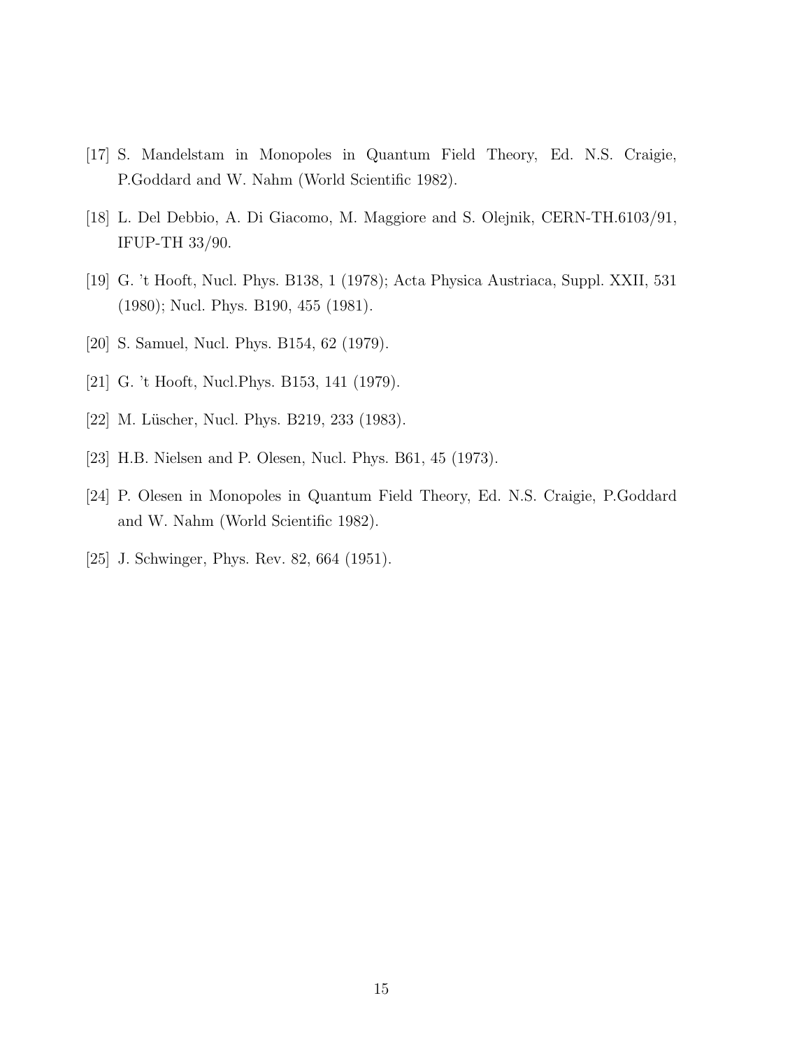[17] S. Mandelstam in Monopoles in Quantum Field Theory, Ed. N.S. Craigie, P.Goddard and W. Nahm (World Scientific 1982).

[18] L. Del Debbio, A. Di Giacomo, M. Maggiore and S. Olejnik, CERN-TH.6103/91, IFUP-TH 33/90.

[19] G. 't Hooft, Nucl. Phys. B138, 1 (1978); Acta Physica Austriaca, Suppl. XXII, 531 (1980); Nucl. Phys. B190, 455 (1981).

[20] S. Samuel, Nucl. Phys. B154, 62 (1979).

[21] G. 't Hooft, Nucl.Phys. B153, 141 (1979).

[22] M. Lüscher, Nucl. Phys. B219, 233 (1983).

[23] H.B. Nielsen and P. Olesen, Nucl. Phys. B61, 45 (1973).

[24] P. Olesen in Monopoles in Quantum Field Theory, Ed. N.S. Craigie, P.Goddard and W. Nahm (World Scientific 1982).

[25] J. Schwinger, Phys. Rev. 82, 664 (1951).